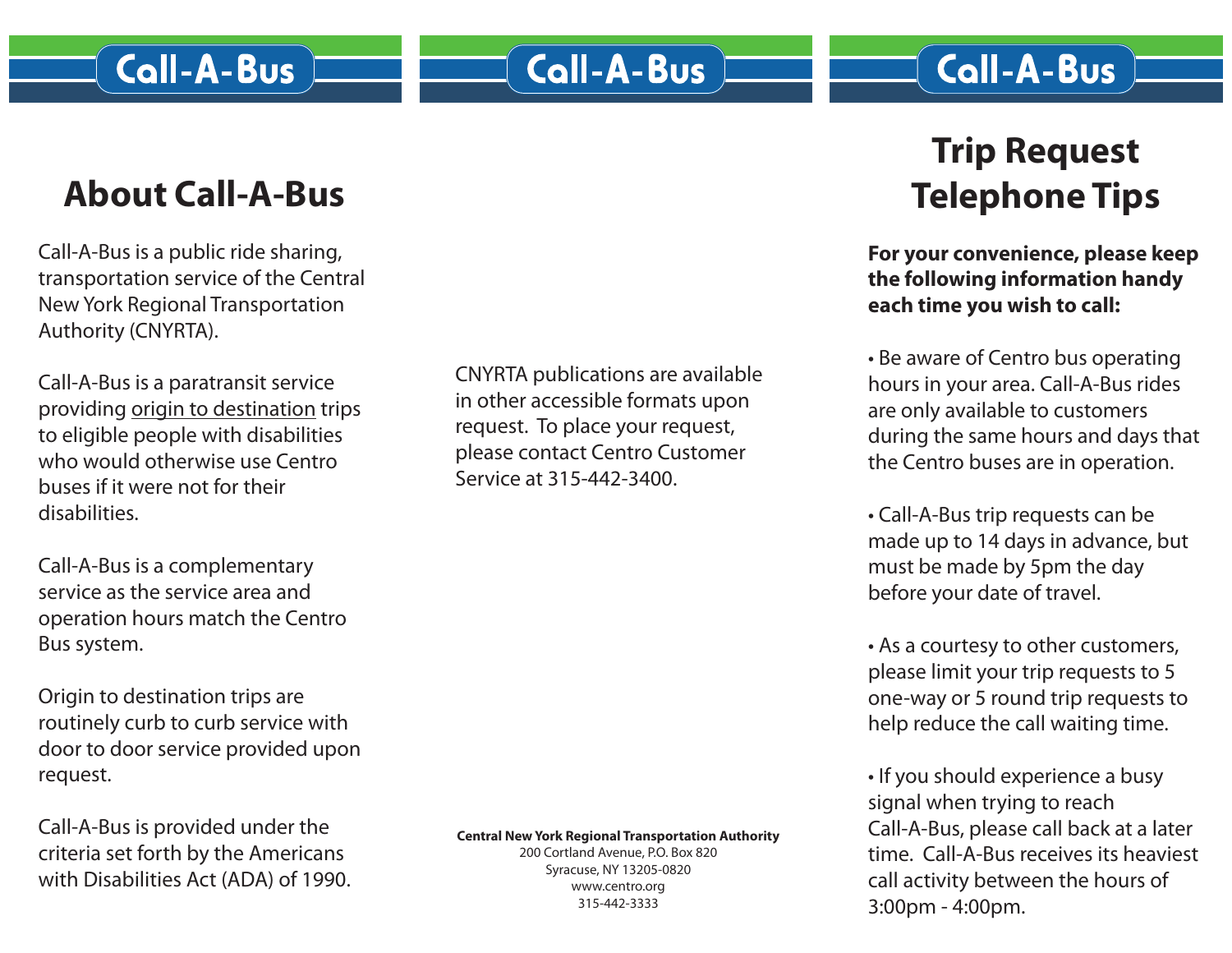# Call-A-Bus

## About Call-A-Bus

Call-A-Bus is a public ride sharing, transportation service of the Central New York Regional Transportation Authority (CNYRTA).

Call-A-Bus is a paratransit service providing origin to destination trips to eligible people with disabilities who would otherwise use Centro buses if it were not for their disabilities.

Call-A-Bus is a complementary service as the service area and operation hours match the Centro Bus system.

Origin to destination trips are routinely curb to curb service with door to door service provided upon request.

Call-A-Bus is provided under the criteria set forth by the Americans with Disabilities Act (ADA) of 1990.

CNYRTA publications are available in other accessible formats upon request. To place your request, please contact Centro Customer Service at 315-442-3400.

**Central New York Regional Transportation Authority**
200 Cortland Avenue, P.O. Box 820
Syracuse, NY 13205-0820
www.centro.org
315-442-3333

## Trip Request Telephone Tips

**For your convenience, please keep the following information handy each time you wish to call:**

- Be aware of Centro bus operating hours in your area. Call-A-Bus rides are only available to customers during the same hours and days that the Centro buses are in operation.
- Call-A-Bus trip requests can be made up to 14 days in advance, but must be made by 5pm the day before your date of travel.
- As a courtesy to other customers, please limit your trip requests to 5 one-way or 5 round trip requests to help reduce the call waiting time.
- If you should experience a busy signal when trying to reach Call-A-Bus, please call back at a later time. Call-A-Bus receives its heaviest call activity between the hours of 3:00pm - 4:00pm.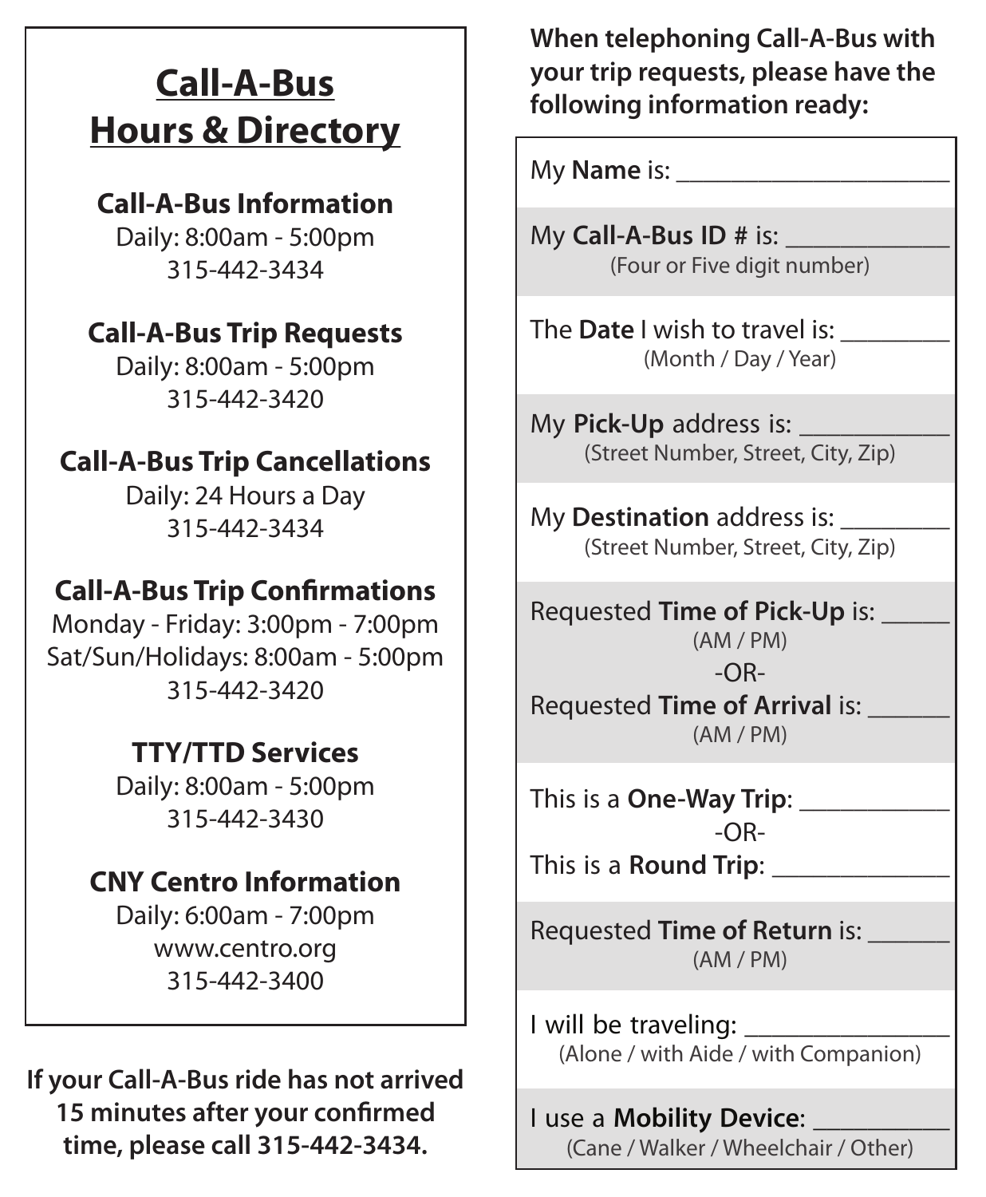## Call-A-Bus Hours & Directory

**Call-A-Bus Information**
Daily: 8:00am - 5:00pm
315-442-3434

**Call-A-Bus Trip Requests**
Daily: 8:00am - 5:00pm
315-442-3420

**Call-A-Bus Trip Cancellations**
Daily: 24 Hours a Day
315-442-3434

**Call-A-Bus Trip Confirmations**
Monday - Friday: 3:00pm - 7:00pm
Sat/Sun/Holidays: 8:00am - 5:00pm
315-442-3420

**TTY/TTD Services**
Daily: 8:00am - 5:00pm
315-442-3430

**CNY Centro Information**
Daily: 6:00am - 7:00pm
www.centro.org
315-442-3400

**If your Call-A-Bus ride has not arrived 15 minutes after your confirmed time, please call 315-442-3434.**

**When telephoning Call-A-Bus with your trip requests, please have the following information ready:**

My **Name** is: ____________________

My **Call-A-Bus ID #** is: ___________
(Four or Five digit number)

The **Date** I wish to travel is: ________
(Month / Day / Year)

My **Pick-Up** address is: __________
(Street Number, Street, City, Zip)

My **Destination** address is: ________
(Street Number, Street, City, Zip)

Requested **Time of Pick-Up** is: _____
(AM / PM)
-OR-
Requested **Time of Arrival** is: ______
(AM / PM)

This is a **One-Way Trip**: ___________
-OR-
This is a **Round Trip**: ____________

Requested **Time of Return** is: ______
(AM / PM)

I will be traveling: ______________
(Alone / with Aide / with Companion)

I use a **Mobility Device**: __________
(Cane / Walker / Wheelchair / Other)